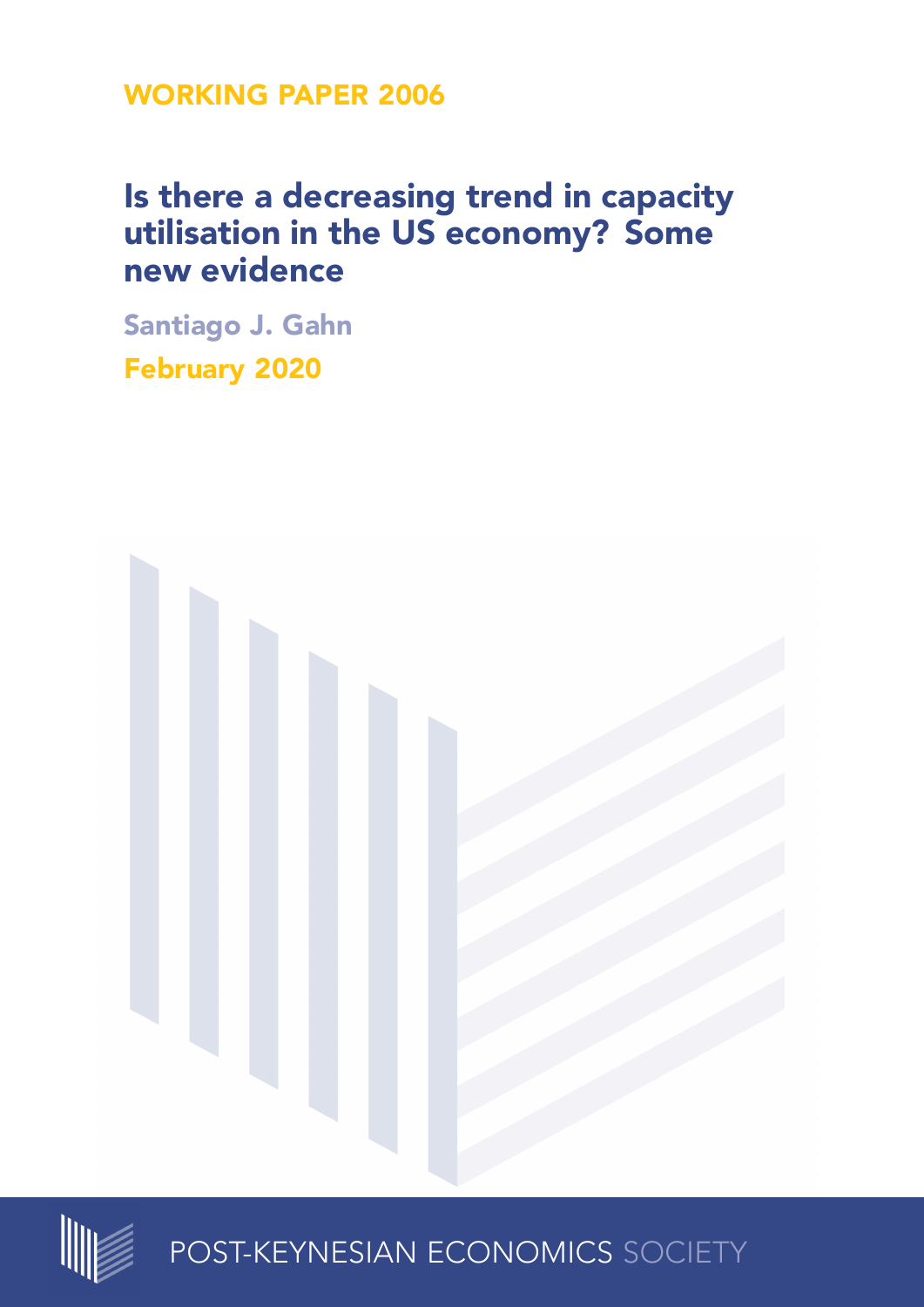WORKING PAPER 2006

# Is there a decreasing trend in capacity utilisation in the US economy? Some new evidence

Santiago J. Gahn

February 2020

POST-KEYNESIAN ECONOMICS SOCIETY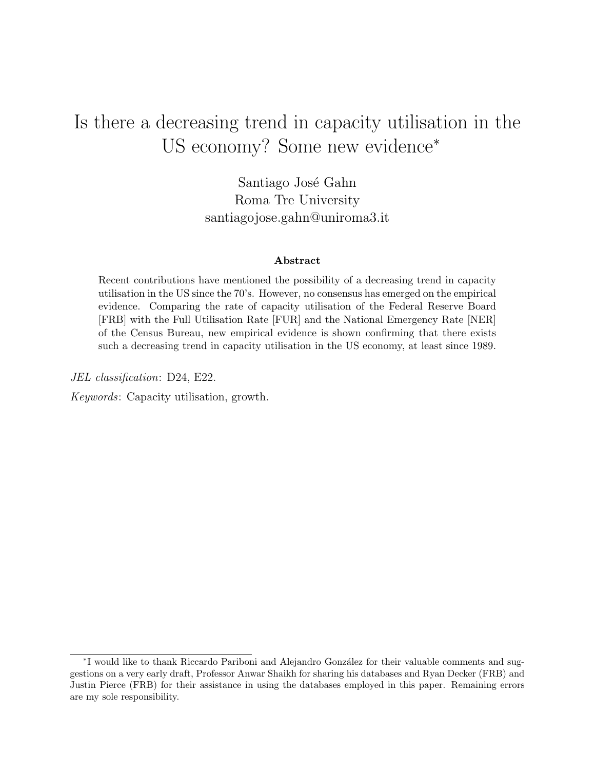# Is there a decreasing trend in capacity utilisation in the US economy? Some new evidence*

Santiago José Gahn  
Roma Tre University  
santiagojose.gahn@uniroma3.it

### Abstract

Recent contributions have mentioned the possibility of a decreasing trend in capacity utilisation in the US since the 70's. However, no consensus has emerged on the empirical evidence. Comparing the rate of capacity utilisation of the Federal Reserve Board [FRB] with the Full Utilisation Rate [FUR] and the National Emergency Rate [NER] of the Census Bureau, new empirical evidence is shown confirming that there exists such a decreasing trend in capacity utilisation in the US economy, at least since 1989.

*JEL classification*: D24, E22.

*Keywords*: Capacity utilisation, growth.

---

*I would like to thank Riccardo Pariboni and Alejandro González for their valuable comments and suggestions on a very early draft, Professor Anwar Shaikh for sharing his databases and Ryan Decker (FRB) and Justin Pierce (FRB) for their assistance in using the databases employed in this paper. Remaining errors are my sole responsibility.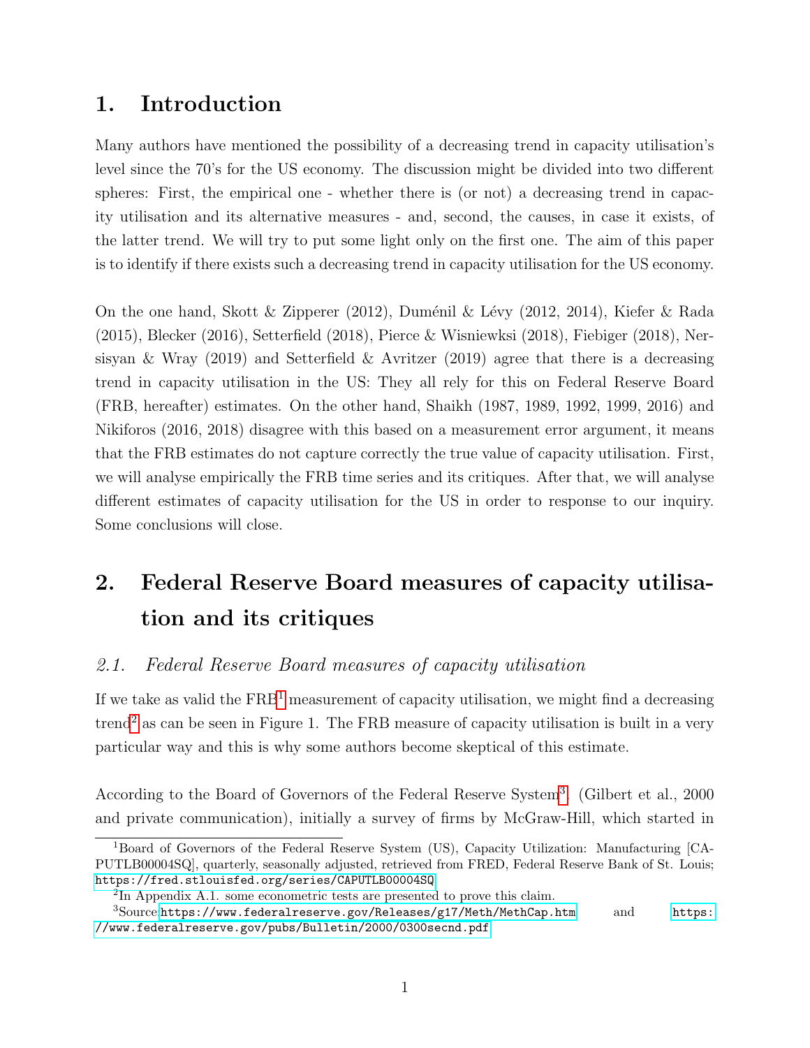# 1. Introduction

Many authors have mentioned the possibility of a decreasing trend in capacity utilisation's level since the 70's for the US economy. The discussion might be divided into two different spheres: First, the empirical one - whether there is (or not) a decreasing trend in capacity utilisation and its alternative measures - and, second, the causes, in case it exists, of the latter trend. We will try to put some light only on the first one. The aim of this paper is to identify if there exists such a decreasing trend in capacity utilisation for the US economy.

On the one hand, Skott & Zipperer (2012), Duménil & Lévy (2012, 2014), Kiefer & Rada (2015), Blecker (2016), Setterfield (2018), Pierce & Wisniewksi (2018), Fiebiger (2018), Nersisyan & Wray (2019) and Setterfield & Avritzer (2019) agree that there is a decreasing trend in capacity utilisation in the US: They all rely for this on Federal Reserve Board (FRB, hereafter) estimates. On the other hand, Shaikh (1987, 1989, 1992, 1999, 2016) and Nikiforos (2016, 2018) disagree with this based on a measurement error argument, it means that the FRB estimates do not capture correctly the true value of capacity utilisation. First, we will analyse empirically the FRB time series and its critiques. After that, we will analyse different estimates of capacity utilisation for the US in order to response to our inquiry. Some conclusions will close.

# 2. Federal Reserve Board measures of capacity utilisation and its critiques

## *2.1. Federal Reserve Board measures of capacity utilisation*

If we take as valid the FRB[1] measurement of capacity utilisation, we might find a decreasing trend[2] as can be seen in Figure 1. The FRB measure of capacity utilisation is built in a very particular way and this is why some authors become skeptical of this estimate.

According to the Board of Governors of the Federal Reserve System[3]. (Gilbert et al., 2000 and private communication), initially a survey of firms by McGraw-Hill, which started in

---

[1] Board of Governors of the Federal Reserve System (US), Capacity Utilization: Manufacturing [CAPUTLB00004SQ], quarterly, seasonally adjusted, retrieved from FRED, Federal Reserve Bank of St. Louis; https://fred.stlouisfed.org/series/CAPUTLB00004SQ

[2] In Appendix A.1. some econometric tests are presented to prove this claim.

[3] Source https://www.federalreserve.gov/Releases/g17/Meth/MethCap.htm and https://www.federalreserve.gov/pubs/Bulletin/2000/0300secnd.pdf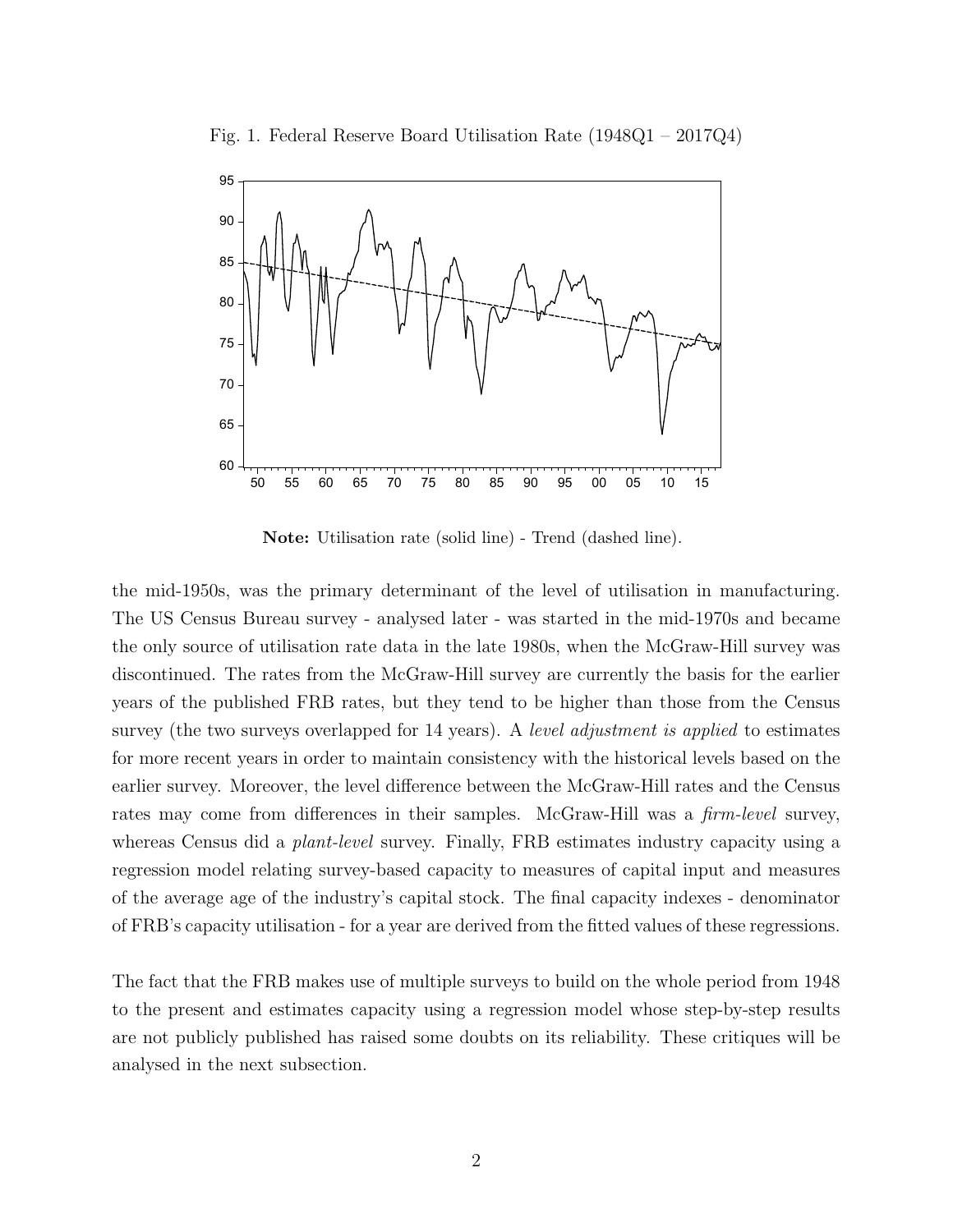Fig. 1. Federal Reserve Board Utilisation Rate (1948Q1 – 2017Q4)

**Note:** Utilisation rate (solid line) - Trend (dashed line).

the mid-1950s, was the primary determinant of the level of utilisation in manufacturing. The US Census Bureau survey - analysed later - was started in the mid-1970s and became the only source of utilisation rate data in the late 1980s, when the McGraw-Hill survey was discontinued. The rates from the McGraw-Hill survey are currently the basis for the earlier years of the published FRB rates, but they tend to be higher than those from the Census survey (the two surveys overlapped for 14 years). A *level adjustment is applied* to estimates for more recent years in order to maintain consistency with the historical levels based on the earlier survey. Moreover, the level difference between the McGraw-Hill rates and the Census rates may come from differences in their samples. McGraw-Hill was a *firm-level* survey, whereas Census did a *plant-level* survey. Finally, FRB estimates industry capacity using a regression model relating survey-based capacity to measures of capital input and measures of the average age of the industry's capital stock. The final capacity indexes - denominator of FRB's capacity utilisation - for a year are derived from the fitted values of these regressions.

The fact that the FRB makes use of multiple surveys to build on the whole period from 1948 to the present and estimates capacity using a regression model whose step-by-step results are not publicly published has raised some doubts on its reliability. These critiques will be analysed in the next subsection.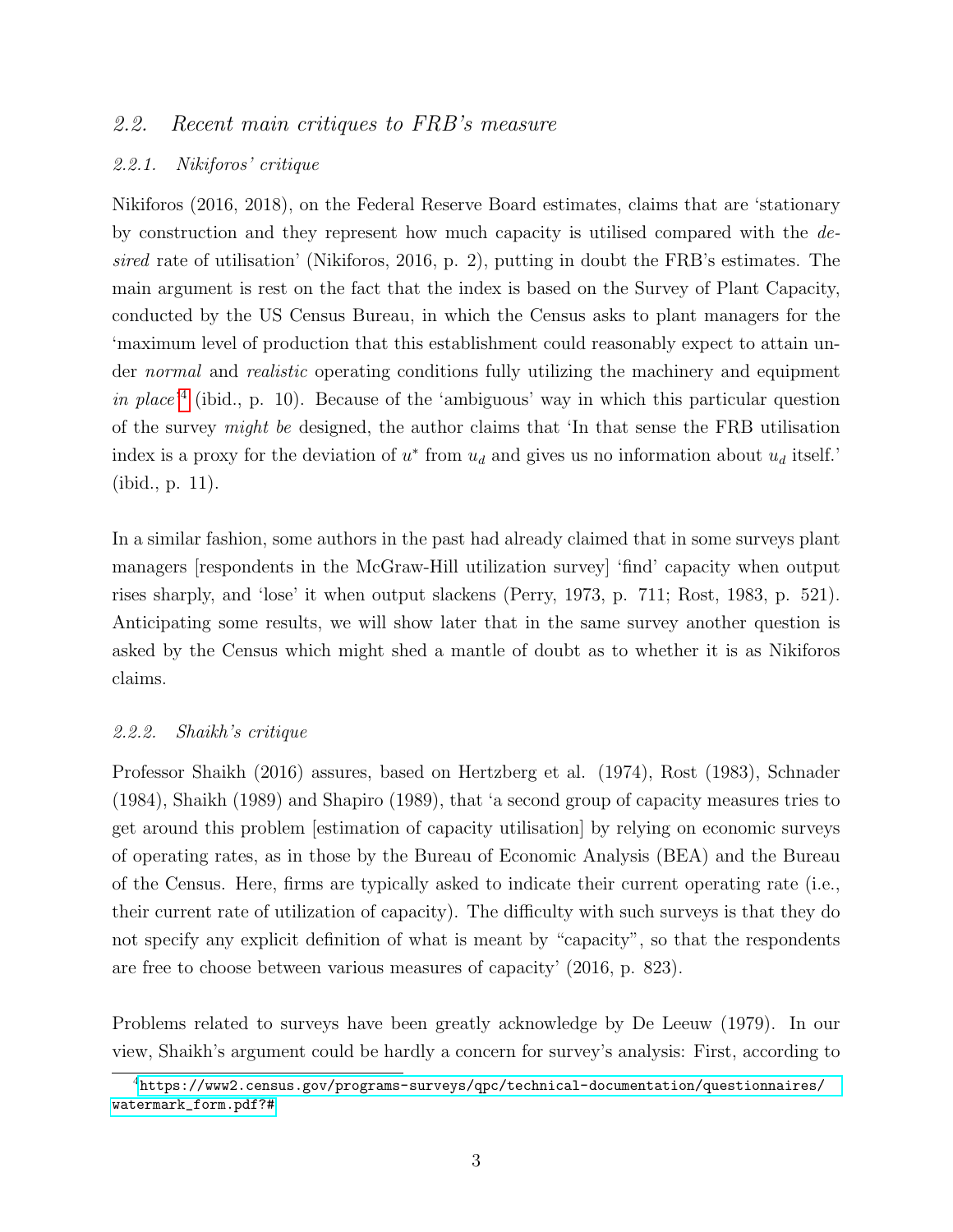### 2.2. *Recent main critiques to FRB's measure*

#### 2.2.1. *Nikiforos' critique*

Nikiforos (2016, 2018), on the Federal Reserve Board estimates, claims that are 'stationary by construction and they represent how much capacity is utilised compared with the *desired* rate of utilisation' (Nikiforos, 2016, p. 2), putting in doubt the FRB's estimates. The main argument is rest on the fact that the index is based on the Survey of Plant Capacity, conducted by the US Census Bureau, in which the Census asks to plant managers for the 'maximum level of production that this establishment could reasonably expect to attain under *normal* and *realistic* operating conditions fully utilizing the machinery and equipment *in place*'[4] (ibid., p. 10). Because of the 'ambiguous' way in which this particular question of the survey *might be* designed, the author claims that 'In that sense the FRB utilisation index is a proxy for the deviation of $u^*$ from $u_d$ and gives us no information about $u_d$ itself.' (ibid., p. 11).

In a similar fashion, some authors in the past had already claimed that in some surveys plant managers [respondents in the McGraw-Hill utilization survey] 'find' capacity when output rises sharply, and 'lose' it when output slackens (Perry, 1973, p. 711; Rost, 1983, p. 521). Anticipating some results, we will show later that in the same survey another question is asked by the Census which might shed a mantle of doubt as to whether it is as Nikiforos claims.

#### 2.2.2. *Shaikh's critique*

Professor Shaikh (2016) assures, based on Hertzberg et al. (1974), Rost (1983), Schnader (1984), Shaikh (1989) and Shapiro (1989), that 'a second group of capacity measures tries to get around this problem [estimation of capacity utilisation] by relying on economic surveys of operating rates, as in those by the Bureau of Economic Analysis (BEA) and the Bureau of the Census. Here, firms are typically asked to indicate their current operating rate (i.e., their current rate of utilization of capacity). The difficulty with such surveys is that they do not specify any explicit definition of what is meant by "capacity", so that the respondents are free to choose between various measures of capacity' (2016, p. 823).

Problems related to surveys have been greatly acknowledge by De Leeuw (1979). In our view, Shaikh's argument could be hardly a concern for survey's analysis: First, according to

[4] https://www2.census.gov/programs-surveys/qpc/technical-documentation/questionnaires/watermark_form.pdf?#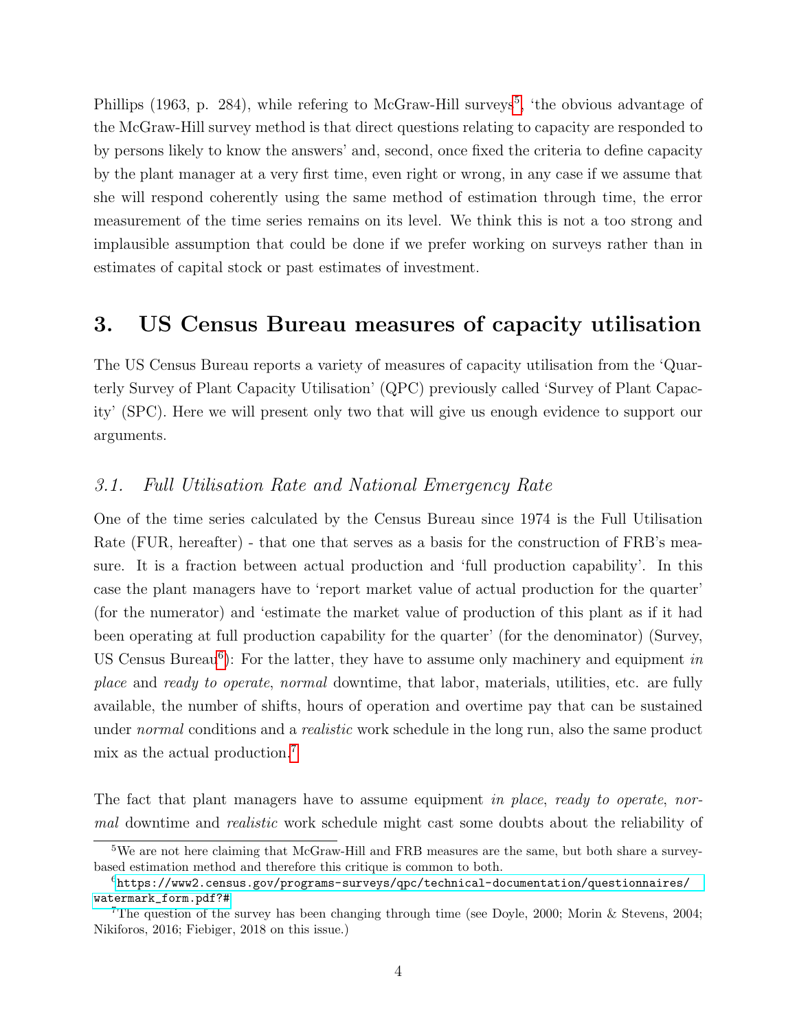Phillips (1963, p. 284), while refering to McGraw-Hill surveys[5], 'the obvious advantage of the McGraw-Hill survey method is that direct questions relating to capacity are responded to by persons likely to know the answers' and, second, once fixed the criteria to define capacity by the plant manager at a very first time, even right or wrong, in any case if we assume that she will respond coherently using the same method of estimation through time, the error measurement of the time series remains on its level. We think this is not a too strong and implausible assumption that could be done if we prefer working on surveys rather than in estimates of capital stock or past estimates of investment.

## 3. US Census Bureau measures of capacity utilisation

The US Census Bureau reports a variety of measures of capacity utilisation from the 'Quarterly Survey of Plant Capacity Utilisation' (QPC) previously called 'Survey of Plant Capacity' (SPC). Here we will present only two that will give us enough evidence to support our arguments.

### *3.1. Full Utilisation Rate and National Emergency Rate*

One of the time series calculated by the Census Bureau since 1974 is the Full Utilisation Rate (FUR, hereafter) - that one that serves as a basis for the construction of FRB's measure. It is a fraction between actual production and 'full production capability'. In this case the plant managers have to 'report market value of actual production for the quarter' (for the numerator) and 'estimate the market value of production of this plant as if it had been operating at full production capability for the quarter' (for the denominator) (Survey, US Census Bureau[6]): For the latter, they have to assume only machinery and equipment *in place* and *ready to operate*, *normal* downtime, that labor, materials, utilities, etc. are fully available, the number of shifts, hours of operation and overtime pay that can be sustained under *normal* conditions and a *realistic* work schedule in the long run, also the same product mix as the actual production.[7]

The fact that plant managers have to assume equipment *in place*, *ready to operate*, *normal* downtime and *realistic* work schedule might cast some doubts about the reliability of

[5] We are not here claiming that McGraw-Hill and FRB measures are the same, but both share a survey-based estimation method and therefore this critique is common to both.

[6] https://www2.census.gov/programs-surveys/qpc/technical-documentation/questionnaires/watermark_form.pdf?#

[7] The question of the survey has been changing through time (see Doyle, 2000; Morin & Stevens, 2004; Nikiforos, 2016; Fiebiger, 2018 on this issue.)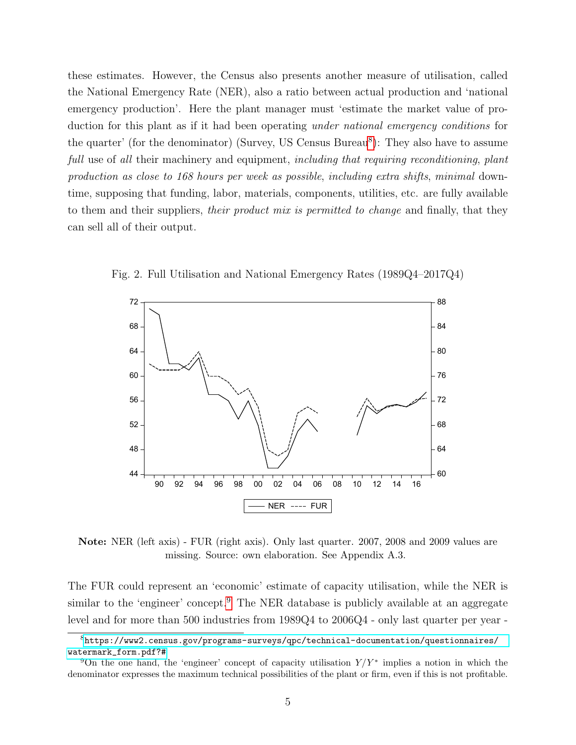these estimates. However, the Census also presents another measure of utilisation, called the National Emergency Rate (NER), also a ratio between actual production and 'national emergency production'. Here the plant manager must 'estimate the market value of production for this plant as if it had been operating *under national emergency conditions* for the quarter' (for the denominator) (Survey, US Census Bureau[8]): They also have to assume *full* use of *all* their machinery and equipment, *including that requiring reconditioning*, *plant production as close to 168 hours per week as possible*, *including extra shifts*, *minimal* downtime, supposing that funding, labor, materials, components, utilities, etc. are fully available to them and their suppliers, *their product mix is permitted to change* and finally, that they can sell all of their output.

Fig. 2. Full Utilisation and National Emergency Rates (1989Q4–2017Q4)

**Note:** NER (left axis) - FUR (right axis). Only last quarter. 2007, 2008 and 2009 values are missing. Source: own elaboration. See Appendix A.3.

The FUR could represent an 'economic' estimate of capacity utilisation, while the NER is similar to the 'engineer' concept.[9] The NER database is publicly available at an aggregate level and for more than 500 industries from 1989Q4 to 2006Q4 - only last quarter per year -

[8] https://www2.census.gov/programs-surveys/qpc/technical-documentation/questionnaires/watermark_form.pdf?#

[9] On the one hand, the 'engineer' concept of capacity utilisation $Y/Y^*$ implies a notion in which the denominator expresses the maximum technical possibilities of the plant or firm, even if this is not profitable.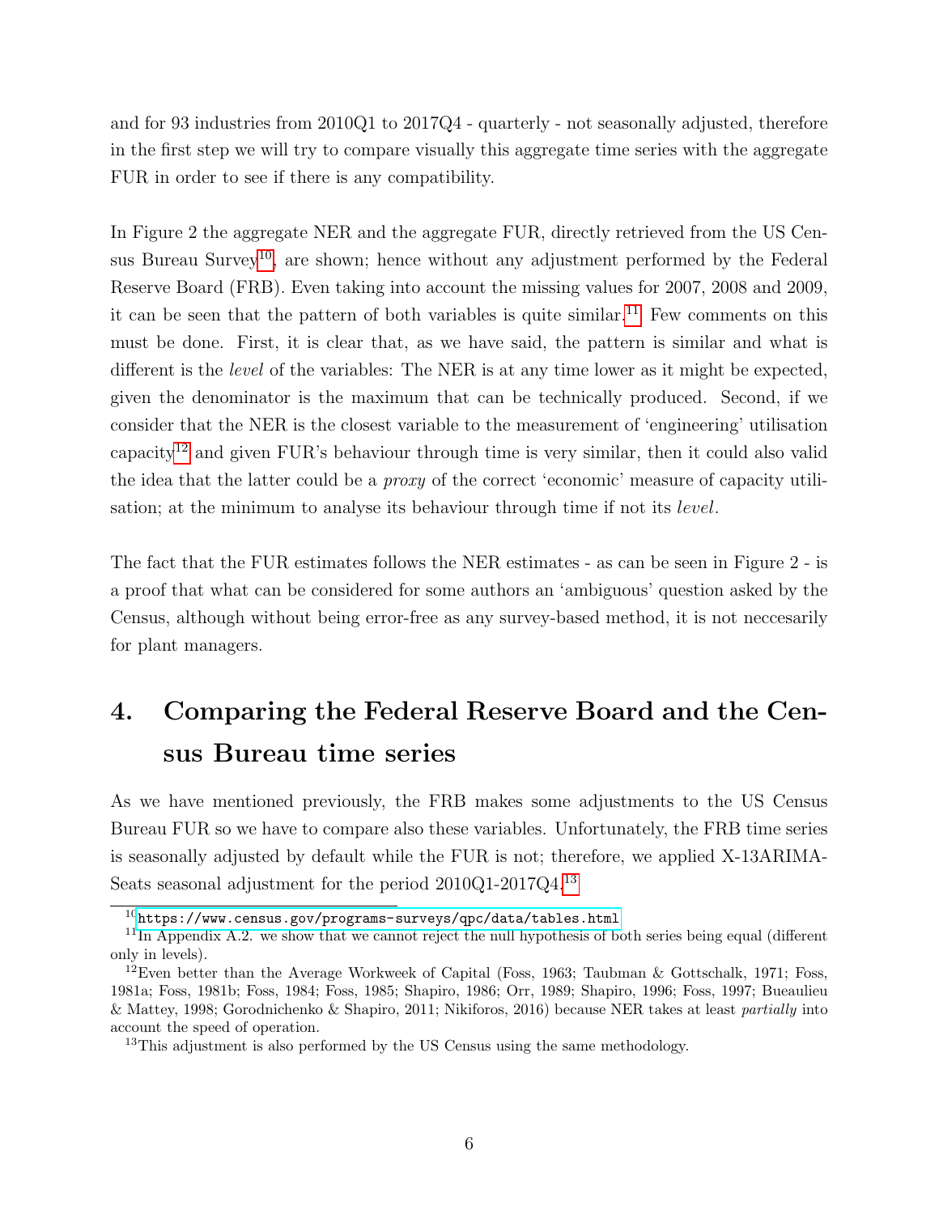and for 93 industries from 2010Q1 to 2017Q4 - quarterly - not seasonally adjusted, therefore in the first step we will try to compare visually this aggregate time series with the aggregate FUR in order to see if there is any compatibility.

In Figure 2 the aggregate NER and the aggregate FUR, directly retrieved from the US Census Bureau Survey[10], are shown; hence without any adjustment performed by the Federal Reserve Board (FRB). Even taking into account the missing values for 2007, 2008 and 2009, it can be seen that the pattern of both variables is quite similar.[11] Few comments on this must be done. First, it is clear that, as we have said, the pattern is similar and what is different is the *level* of the variables: The NER is at any time lower as it might be expected, given the denominator is the maximum that can be technically produced. Second, if we consider that the NER is the closest variable to the measurement of 'engineering' utilisation capacity[12] and given FUR's behaviour through time is very similar, then it could also valid the idea that the latter could be a *proxy* of the correct 'economic' measure of capacity utilisation; at the minimum to analyse its behaviour through time if not its *level*.

The fact that the FUR estimates follows the NER estimates - as can be seen in Figure 2 - is a proof that what can be considered for some authors an 'ambiguous' question asked by the Census, although without being error-free as any survey-based method, it is not neccesarily for plant managers.

# 4. Comparing the Federal Reserve Board and the Census Bureau time series

As we have mentioned previously, the FRB makes some adjustments to the US Census Bureau FUR so we have to compare also these variables. Unfortunately, the FRB time series is seasonally adjusted by default while the FUR is not; therefore, we applied X-13ARIMA-Seats seasonal adjustment for the period 2010Q1-2017Q4.[13]

---

[10] https://www.census.gov/programs-surveys/qpc/data/tables.html

[11] In Appendix A.2. we show that we cannot reject the null hypothesis of both series being equal (different only in levels).

[12] Even better than the Average Workweek of Capital (Foss, 1963; Taubman & Gottschalk, 1971; Foss, 1981a; Foss, 1981b; Foss, 1984; Foss, 1985; Shapiro, 1986; Orr, 1989; Shapiro, 1996; Foss, 1997; Bueaulieu & Mattey, 1998; Gorodnichenko & Shapiro, 2011; Nikiforos, 2016) because NER takes at least *partially* into account the speed of operation.

[13] This adjustment is also performed by the US Census using the same methodology.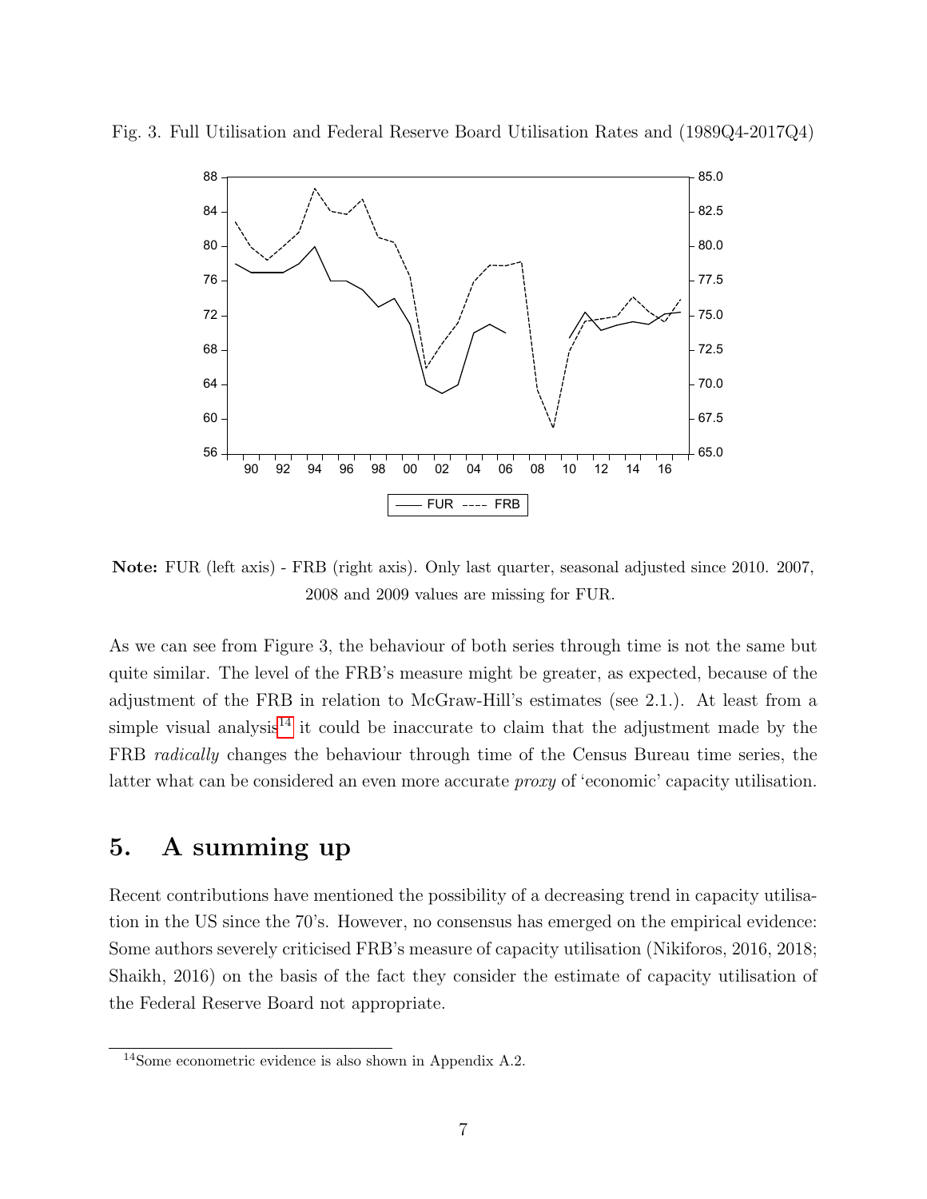Fig. 3. Full Utilisation and Federal Reserve Board Utilisation Rates and (1989Q4-2017Q4)

**Note:** FUR (left axis) - FRB (right axis). Only last quarter, seasonal adjusted since 2010. 2007, 2008 and 2009 values are missing for FUR.

As we can see from Figure 3, the behaviour of both series through time is not the same but quite similar. The level of the FRB's measure might be greater, as expected, because of the adjustment of the FRB in relation to McGraw-Hill's estimates (see 2.1.). At least from a simple visual analysis[14] it could be inaccurate to claim that the adjustment made by the FRB *radically* changes the behaviour through time of the Census Bureau time series, the latter what can be considered an even more accurate *proxy* of 'economic' capacity utilisation.

## 5. A summing up

Recent contributions have mentioned the possibility of a decreasing trend in capacity utilisation in the US since the 70's. However, no consensus has emerged on the empirical evidence: Some authors severely criticised FRB's measure of capacity utilisation (Nikiforos, 2016, 2018; Shaikh, 2016) on the basis of the fact they consider the estimate of capacity utilisation of the Federal Reserve Board not appropriate.

[14] Some econometric evidence is also shown in Appendix A.2.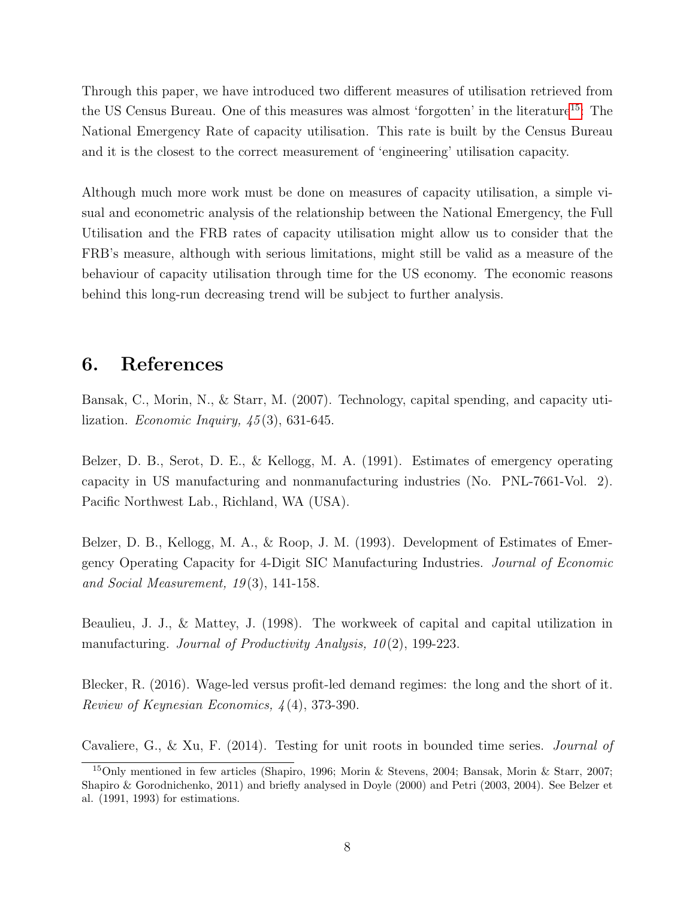Through this paper, we have introduced two different measures of utilisation retrieved from the US Census Bureau. One of this measures was almost 'forgotten' in the literature[15]: The National Emergency Rate of capacity utilisation. This rate is built by the Census Bureau and it is the closest to the correct measurement of 'engineering' utilisation capacity.

Although much more work must be done on measures of capacity utilisation, a simple visual and econometric analysis of the relationship between the National Emergency, the Full Utilisation and the FRB rates of capacity utilisation might allow us to consider that the FRB's measure, although with serious limitations, might still be valid as a measure of the behaviour of capacity utilisation through time for the US economy. The economic reasons behind this long-run decreasing trend will be subject to further analysis.

## 6. References

Bansak, C., Morin, N., & Starr, M. (2007). Technology, capital spending, and capacity utilization. *Economic Inquiry, 45*(3), 631-645.

Belzer, D. B., Serot, D. E., & Kellogg, M. A. (1991). Estimates of emergency operating capacity in US manufacturing and nonmanufacturing industries (No. PNL-7661-Vol. 2). Pacific Northwest Lab., Richland, WA (USA).

Belzer, D. B., Kellogg, M. A., & Roop, J. M. (1993). Development of Estimates of Emergency Operating Capacity for 4-Digit SIC Manufacturing Industries. *Journal of Economic and Social Measurement, 19*(3), 141-158.

Beaulieu, J. J., & Mattey, J. (1998). The workweek of capital and capital utilization in manufacturing. *Journal of Productivity Analysis, 10*(2), 199-223.

Blecker, R. (2016). Wage-led versus profit-led demand regimes: the long and the short of it. *Review of Keynesian Economics, 4*(4), 373-390.

Cavaliere, G., & Xu, F. (2014). Testing for unit roots in bounded time series. *Journal of*

[15] Only mentioned in few articles (Shapiro, 1996; Morin & Stevens, 2004; Bansak, Morin & Starr, 2007; Shapiro & Gorodnichenko, 2011) and briefly analysed in Doyle (2000) and Petri (2003, 2004). See Belzer et al. (1991, 1993) for estimations.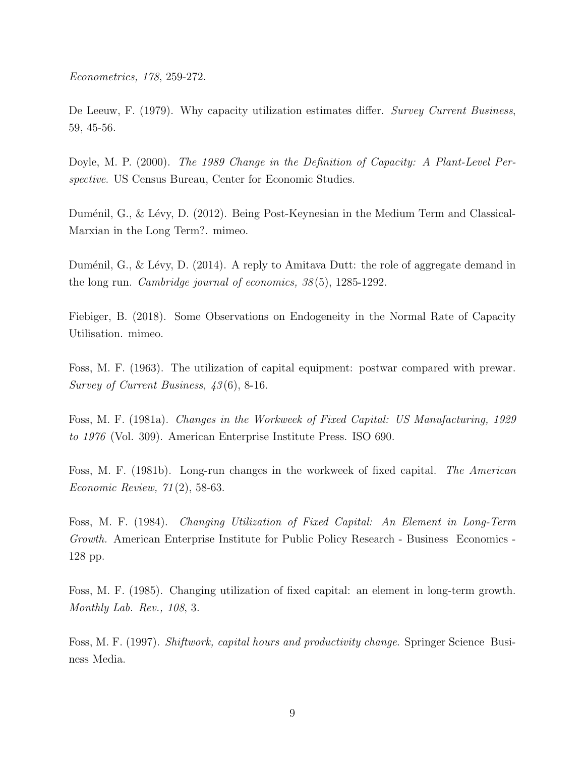*Econometrics, 178*, 259-272.

De Leeuw, F. (1979). Why capacity utilization estimates differ. *Survey Current Business*, 59, 45-56.

Doyle, M. P. (2000). *The 1989 Change in the Definition of Capacity: A Plant-Level Perspective*. US Census Bureau, Center for Economic Studies.

Duménil, G., & Lévy, D. (2012). Being Post-Keynesian in the Medium Term and Classical-Marxian in the Long Term?. mimeo.

Duménil, G., & Lévy, D. (2014). A reply to Amitava Dutt: the role of aggregate demand in the long run. *Cambridge journal of economics, 38*(5), 1285-1292.

Fiebiger, B. (2018). Some Observations on Endogeneity in the Normal Rate of Capacity Utilisation. mimeo.

Foss, M. F. (1963). The utilization of capital equipment: postwar compared with prewar. *Survey of Current Business, 43*(6), 8-16.

Foss, M. F. (1981a). *Changes in the Workweek of Fixed Capital: US Manufacturing, 1929 to 1976* (Vol. 309). American Enterprise Institute Press. ISO 690.

Foss, M. F. (1981b). Long-run changes in the workweek of fixed capital. *The American Economic Review, 71*(2), 58-63.

Foss, M. F. (1984). *Changing Utilization of Fixed Capital: An Element in Long-Term Growth.* American Enterprise Institute for Public Policy Research - Business Economics - 128 pp.

Foss, M. F. (1985). Changing utilization of fixed capital: an element in long-term growth. *Monthly Lab. Rev., 108*, 3.

Foss, M. F. (1997). *Shiftwork, capital hours and productivity change*. Springer Science Business Media.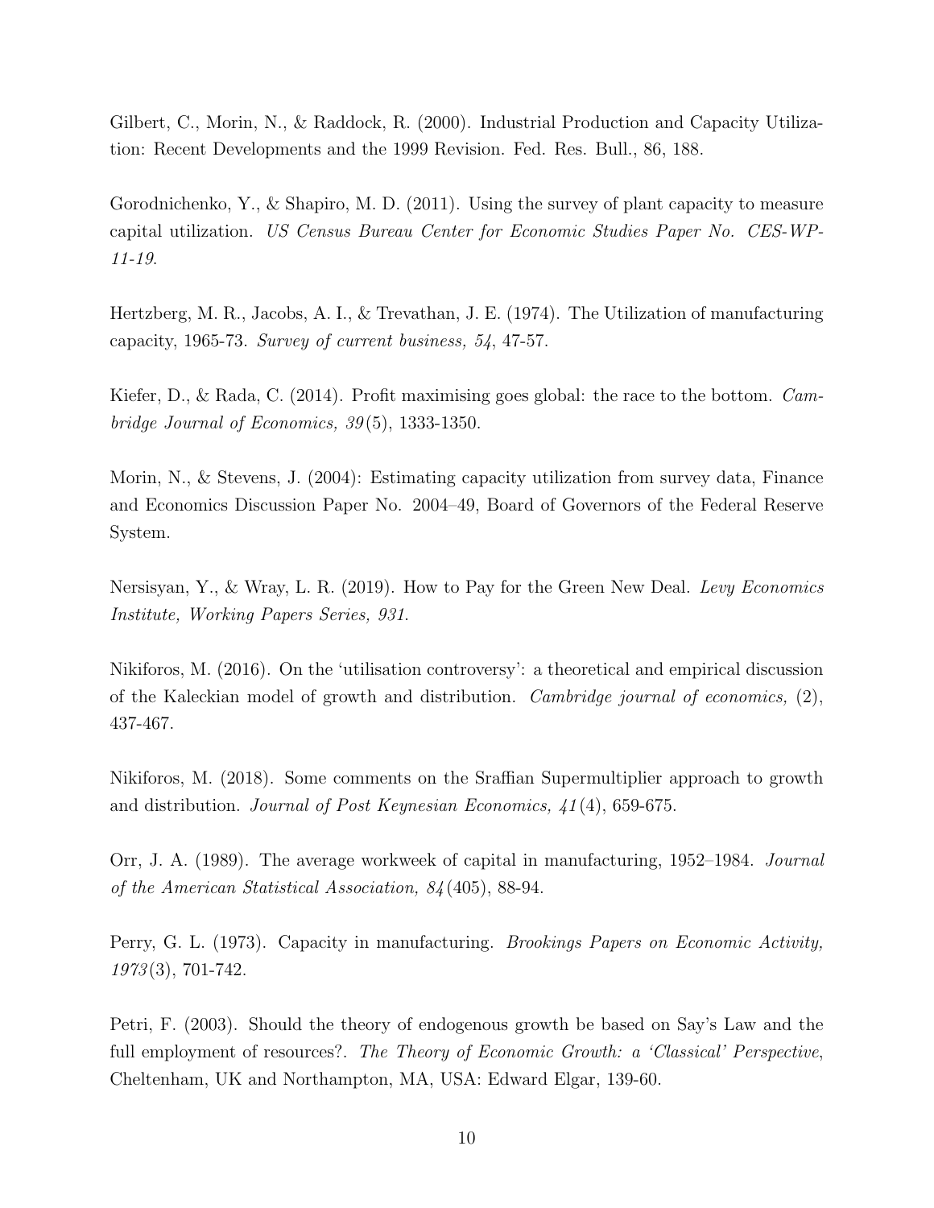Gilbert, C., Morin, N., & Raddock, R. (2000). Industrial Production and Capacity Utilization: Recent Developments and the 1999 Revision. Fed. Res. Bull., 86, 188.

Gorodnichenko, Y., & Shapiro, M. D. (2011). Using the survey of plant capacity to measure capital utilization. *US Census Bureau Center for Economic Studies Paper No. CES-WP-11-19*.

Hertzberg, M. R., Jacobs, A. I., & Trevathan, J. E. (1974). The Utilization of manufacturing capacity, 1965-73. *Survey of current business, 54*, 47-57.

Kiefer, D., & Rada, C. (2014). Profit maximising goes global: the race to the bottom. *Cambridge Journal of Economics, 39*(5), 1333-1350.

Morin, N., & Stevens, J. (2004): Estimating capacity utilization from survey data, Finance and Economics Discussion Paper No. 2004–49, Board of Governors of the Federal Reserve System.

Nersisyan, Y., & Wray, L. R. (2019). How to Pay for the Green New Deal. *Levy Economics Institute, Working Papers Series, 931*.

Nikiforos, M. (2016). On the 'utilisation controversy': a theoretical and empirical discussion of the Kaleckian model of growth and distribution. *Cambridge journal of economics,* (2), 437-467.

Nikiforos, M. (2018). Some comments on the Sraffian Supermultiplier approach to growth and distribution. *Journal of Post Keynesian Economics, 41*(4), 659-675.

Orr, J. A. (1989). The average workweek of capital in manufacturing, 1952–1984. *Journal of the American Statistical Association, 84*(405), 88-94.

Perry, G. L. (1973). Capacity in manufacturing. *Brookings Papers on Economic Activity, 1973*(3), 701-742.

Petri, F. (2003). Should the theory of endogenous growth be based on Say's Law and the full employment of resources?. *The Theory of Economic Growth: a 'Classical' Perspective*, Cheltenham, UK and Northampton, MA, USA: Edward Elgar, 139-60.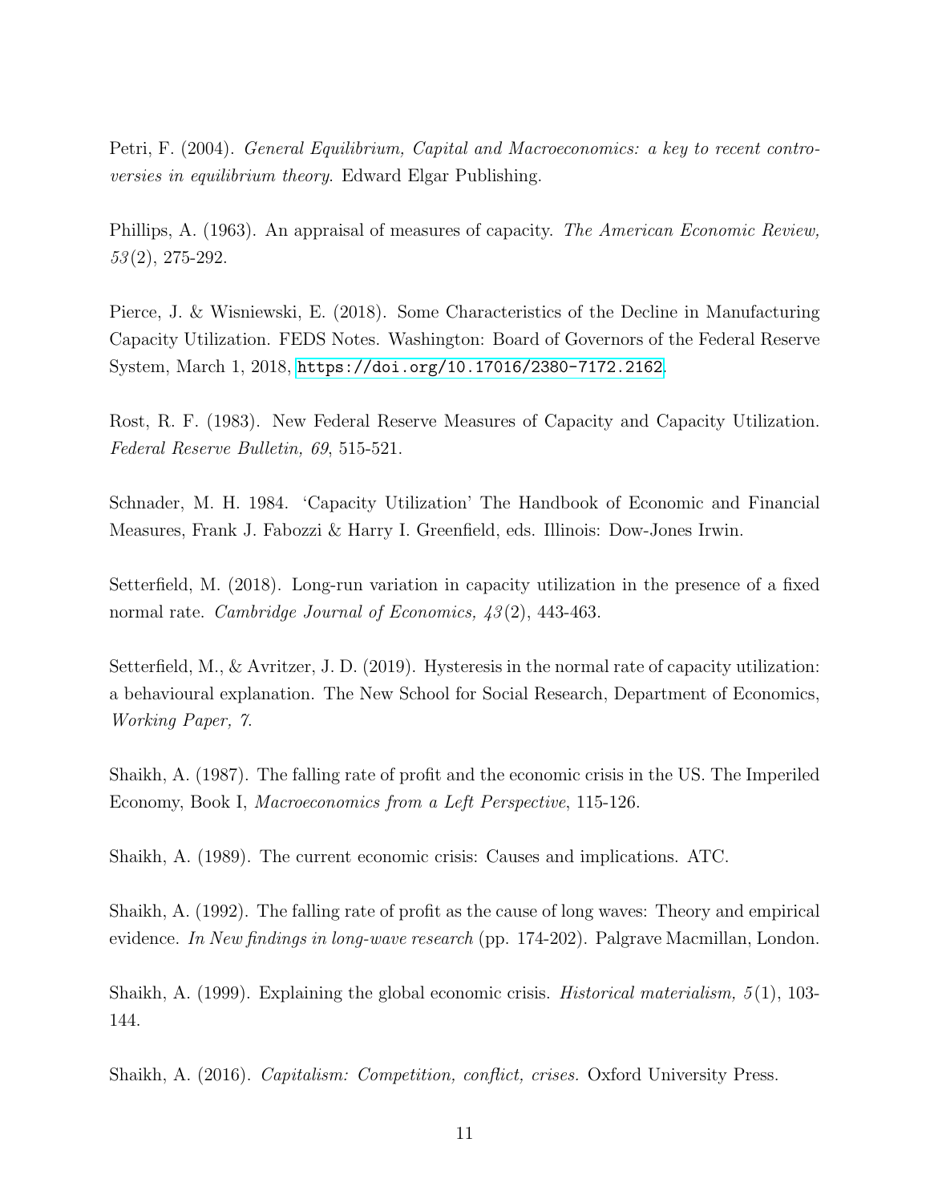Petri, F. (2004). *General Equilibrium, Capital and Macroeconomics: a key to recent controversies in equilibrium theory*. Edward Elgar Publishing.

Phillips, A. (1963). An appraisal of measures of capacity. *The American Economic Review, 53*(2), 275-292.

Pierce, J. & Wisniewski, E. (2018). Some Characteristics of the Decline in Manufacturing Capacity Utilization. FEDS Notes. Washington: Board of Governors of the Federal Reserve System, March 1, 2018, https://doi.org/10.17016/2380-7172.2162.

Rost, R. F. (1983). New Federal Reserve Measures of Capacity and Capacity Utilization. *Federal Reserve Bulletin, 69*, 515-521.

Schnader, M. H. 1984. 'Capacity Utilization' The Handbook of Economic and Financial Measures, Frank J. Fabozzi & Harry I. Greenfield, eds. Illinois: Dow-Jones Irwin.

Setterfield, M. (2018). Long-run variation in capacity utilization in the presence of a fixed normal rate. *Cambridge Journal of Economics, 43*(2), 443-463.

Setterfield, M., & Avritzer, J. D. (2019). Hysteresis in the normal rate of capacity utilization: a behavioural explanation. The New School for Social Research, Department of Economics, *Working Paper, 7*.

Shaikh, A. (1987). The falling rate of profit and the economic crisis in the US. The Imperiled Economy, Book I, *Macroeconomics from a Left Perspective*, 115-126.

Shaikh, A. (1989). The current economic crisis: Causes and implications. ATC.

Shaikh, A. (1992). The falling rate of profit as the cause of long waves: Theory and empirical evidence. *In New findings in long-wave research* (pp. 174-202). Palgrave Macmillan, London.

Shaikh, A. (1999). Explaining the global economic crisis. *Historical materialism, 5*(1), 103-144.

Shaikh, A. (2016). *Capitalism: Competition, conflict, crises.* Oxford University Press.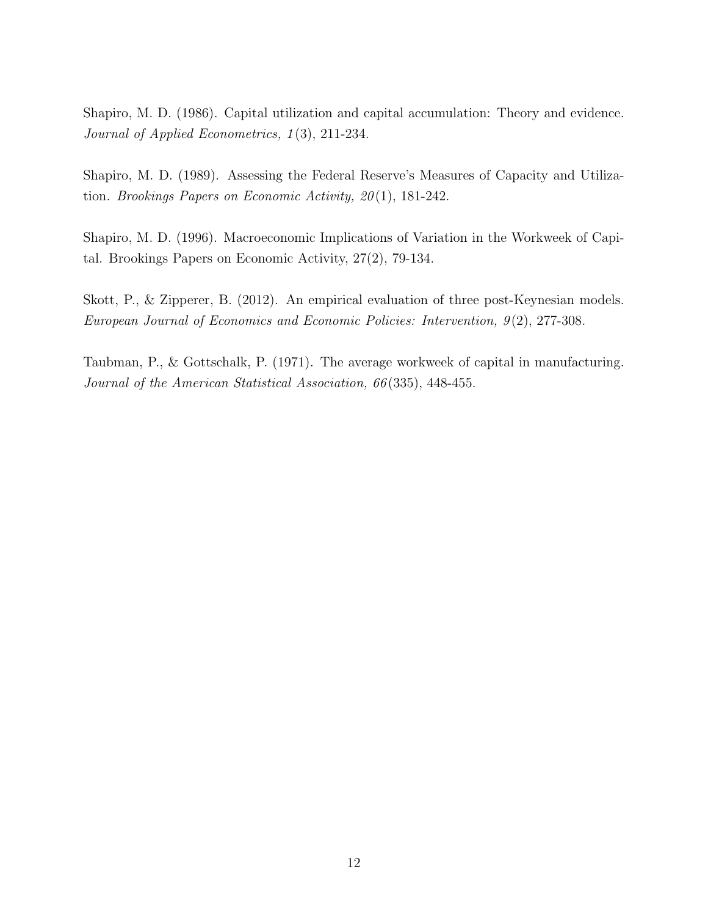Shapiro, M. D. (1986). Capital utilization and capital accumulation: Theory and evidence. *Journal of Applied Econometrics, 1*(3), 211-234.

Shapiro, M. D. (1989). Assessing the Federal Reserve's Measures of Capacity and Utilization. *Brookings Papers on Economic Activity, 20*(1), 181-242.

Shapiro, M. D. (1996). Macroeconomic Implications of Variation in the Workweek of Capital. Brookings Papers on Economic Activity, 27(2), 79-134.

Skott, P., & Zipperer, B. (2012). An empirical evaluation of three post-Keynesian models. *European Journal of Economics and Economic Policies: Intervention, 9*(2), 277-308.

Taubman, P., & Gottschalk, P. (1971). The average workweek of capital in manufacturing. *Journal of the American Statistical Association, 66*(335), 448-455.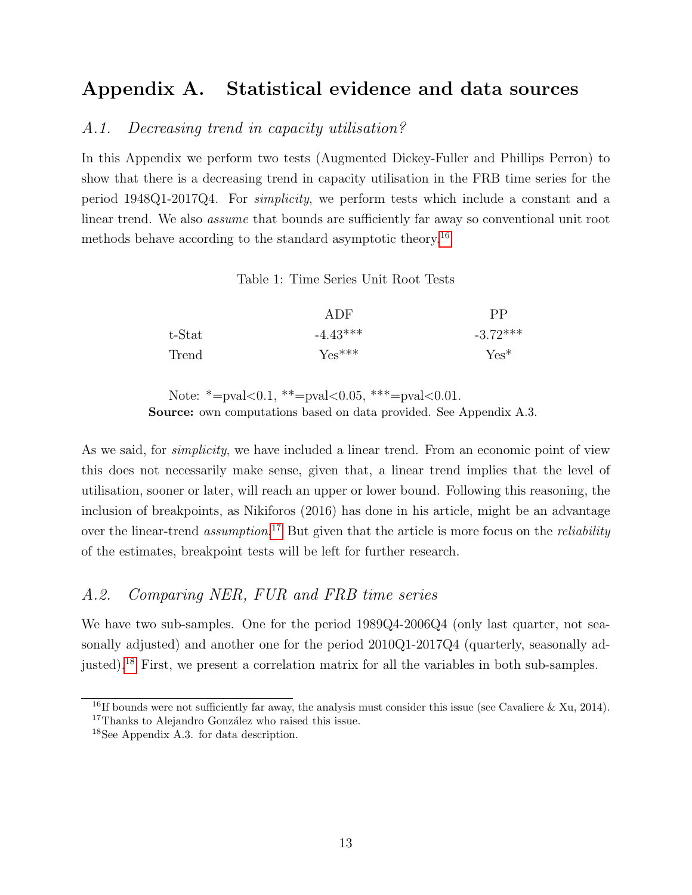# Appendix A. Statistical evidence and data sources

## *A.1. Decreasing trend in capacity utilisation?*

In this Appendix we perform two tests (Augmented Dickey-Fuller and Phillips Perron) to show that there is a decreasing trend in capacity utilisation in the FRB time series for the period 1948Q1-2017Q4. For *simplicity*, we perform tests which include a constant and a linear trend. We also *assume* that bounds are sufficiently far away so conventional unit root methods behave according to the standard asymptotic theory.[16]

Table 1: Time Series Unit Root Tests

| | ADF | PP |
|---|---|---|
| t-Stat | -4.43*** | -3.72*** |
| Trend | Yes*** | Yes* |

Note: *=pval<0.1, **=pval<0.05, ***=pval<0.01.
**Source:** own computations based on data provided. See Appendix A.3.

As we said, for *simplicity*, we have included a linear trend. From an economic point of view this does not necessarily make sense, given that, a linear trend implies that the level of utilisation, sooner or later, will reach an upper or lower bound. Following this reasoning, the inclusion of breakpoints, as Nikiforos (2016) has done in his article, might be an advantage over the linear-trend *assumption*.[17] But given that the article is more focus on the *reliability* of the estimates, breakpoint tests will be left for further research.

## *A.2. Comparing NER, FUR and FRB time series*

We have two sub-samples. One for the period 1989Q4-2006Q4 (only last quarter, not seasonally adjusted) and another one for the period 2010Q1-2017Q4 (quarterly, seasonally adjusted).[18] First, we present a correlation matrix for all the variables in both sub-samples.

[16] If bounds were not sufficiently far away, the analysis must consider this issue (see Cavaliere & Xu, 2014).

[17] Thanks to Alejandro González who raised this issue.

[18] See Appendix A.3. for data description.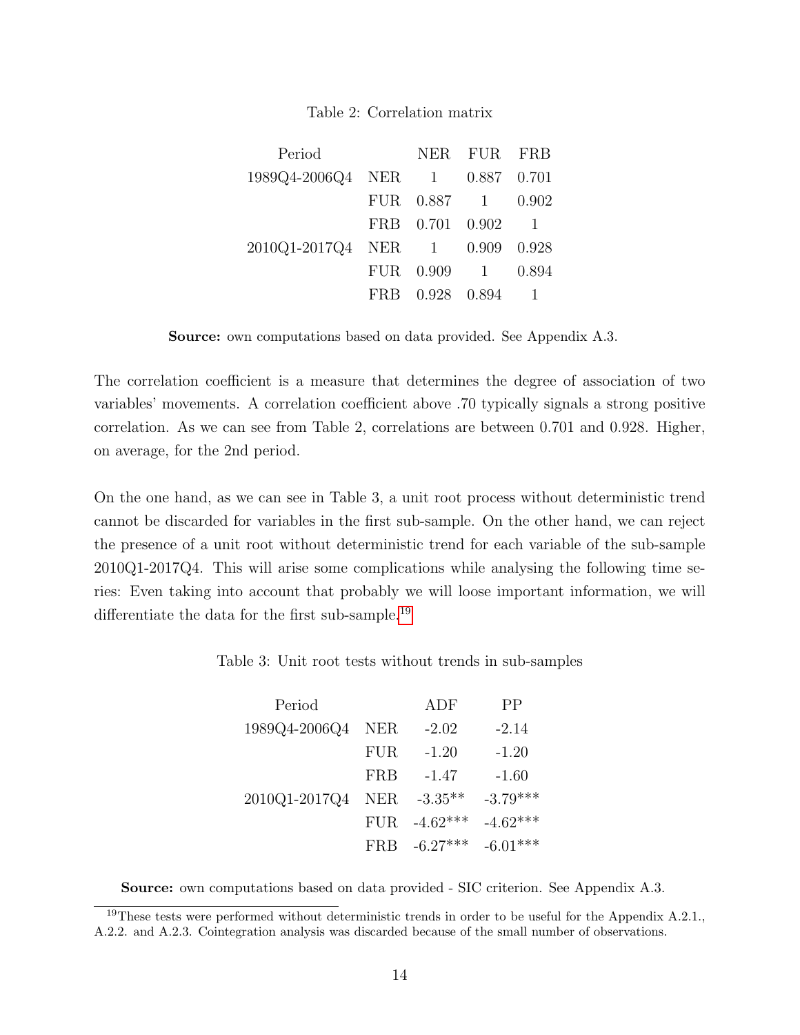Table 2: Correlation matrix

| Period | | NER | FUR | FRB |
|---|---|---|---|---|
| 1989Q4-2006Q4 | NER | 1 | 0.887 | 0.701 |
| | FUR | 0.887 | 1 | 0.902 |
| | FRB | 0.701 | 0.902 | 1 |
| 2010Q1-2017Q4 | NER | 1 | 0.909 | 0.928 |
| | FUR | 0.909 | 1 | 0.894 |
| | FRB | 0.928 | 0.894 | 1 |

**Source:** own computations based on data provided. See Appendix A.3.

The correlation coefficient is a measure that determines the degree of association of two variables' movements. A correlation coefficient above .70 typically signals a strong positive correlation. As we can see from Table 2, correlations are between 0.701 and 0.928. Higher, on average, for the 2nd period.

On the one hand, as we can see in Table 3, a unit root process without deterministic trend cannot be discarded for variables in the first sub-sample. On the other hand, we can reject the presence of a unit root without deterministic trend for each variable of the sub-sample 2010Q1-2017Q4. This will arise some complications while analysing the following time series: Even taking into account that probably we will loose important information, we will differentiate the data for the first sub-sample.[19]

Table 3: Unit root tests without trends in sub-samples

| Period | | ADF | PP |
|---|---|---|---|
| 1989Q4-2006Q4 | NER | -2.02 | -2.14 |
| | FUR | -1.20 | -1.20 |
| | FRB | -1.47 | -1.60 |
| 2010Q1-2017Q4 | NER | -3.35** | -3.79*** |
| | FUR | -4.62*** | -4.62*** |
| | FRB | -6.27*** | -6.01*** |

**Source:** own computations based on data provided - SIC criterion. See Appendix A.3.

[19] These tests were performed without deterministic trends in order to be useful for the Appendix A.2.1., A.2.2. and A.2.3. Cointegration analysis was discarded because of the small number of observations.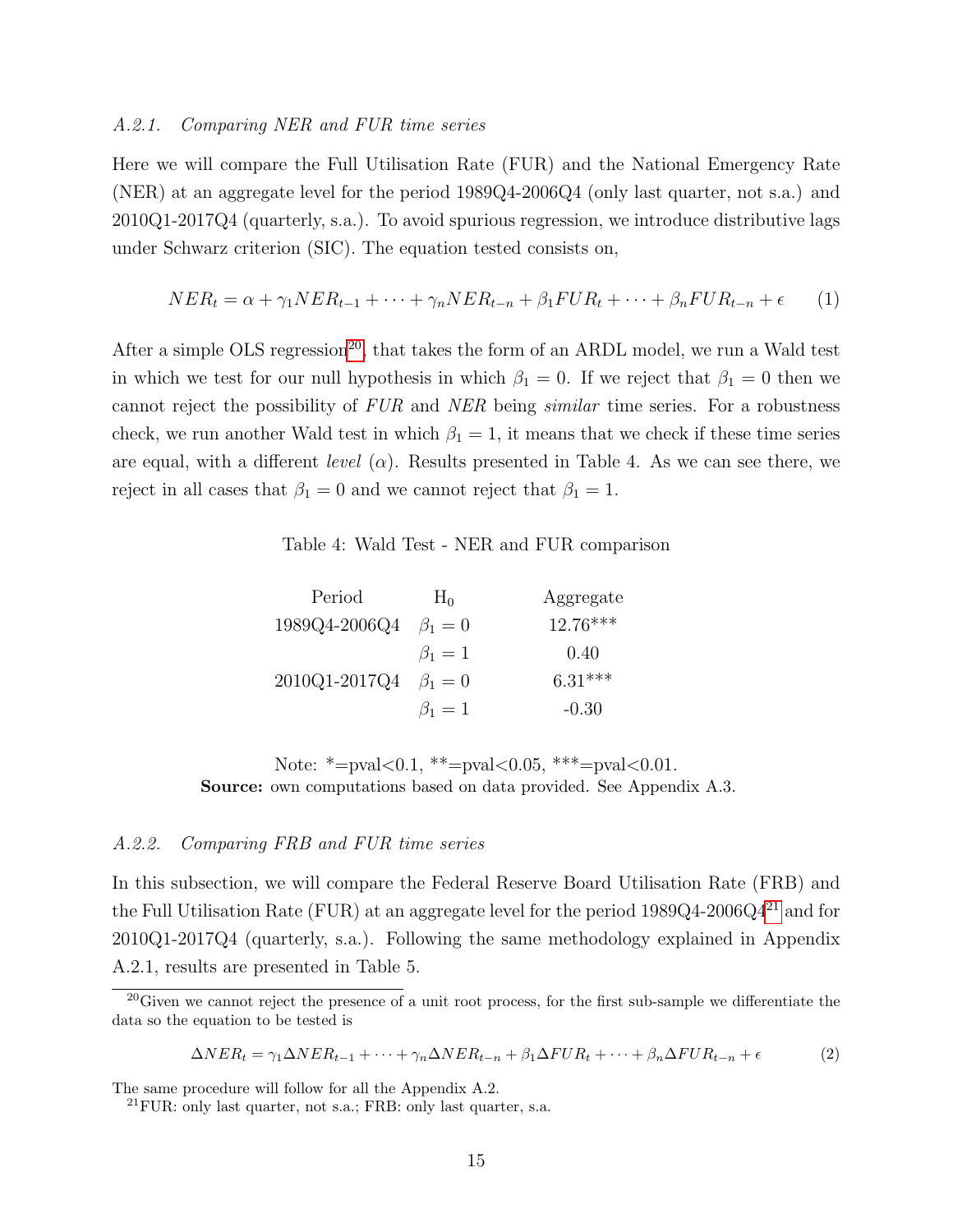### A.2.1. Comparing NER and FUR time series

Here we will compare the Full Utilisation Rate (FUR) and the National Emergency Rate (NER) at an aggregate level for the period 1989Q4-2006Q4 (only last quarter, not s.a.) and 2010Q1-2017Q4 (quarterly, s.a.). To avoid spurious regression, we introduce distributive lags under Schwarz criterion (SIC). The equation tested consists on,

$$NER_t = \alpha + \gamma_1 NER_{t-1} + \cdots + \gamma_n NER_{t-n} + \beta_1 FUR_t + \cdots + \beta_n FUR_{t-n} + \epsilon \qquad (1)$$

After a simple OLS regression[20], that takes the form of an ARDL model, we run a Wald test in which we test for our null hypothesis in which $\beta_1 = 0$. If we reject that $\beta_1 = 0$ then we cannot reject the possibility of $FUR$ and $NER$ being *similar* time series. For a robustness check, we run another Wald test in which $\beta_1 = 1$, it means that we check if these time series are equal, with a different *level* ($\alpha$). Results presented in Table 4. As we can see there, we reject in all cases that $\beta_1 = 0$ and we cannot reject that $\beta_1 = 1$.

Table 4: Wald Test - NER and FUR comparison

| Period | $H_0$ | Aggregate |
|---|---|---|
| 1989Q4-2006Q4 | $\beta_1 = 0$ | 12.76*** |
| | $\beta_1 = 1$ | 0.40 |
| 2010Q1-2017Q4 | $\beta_1 = 0$ | 6.31*** |
| | $\beta_1 = 1$ | -0.30 |

Note: *=pval<0.1, **=pval<0.05, ***=pval<0.01.
**Source:** own computations based on data provided. See Appendix A.3.

### A.2.2. Comparing FRB and FUR time series

In this subsection, we will compare the Federal Reserve Board Utilisation Rate (FRB) and the Full Utilisation Rate (FUR) at an aggregate level for the period 1989Q4-2006Q4[21] and for 2010Q1-2017Q4 (quarterly, s.a.). Following the same methodology explained in Appendix A.2.1, results are presented in Table 5.

---

[20] Given we cannot reject the presence of a unit root process, for the first sub-sample we differentiate the data so the equation to be tested is

$$\Delta NER_t = \gamma_1 \Delta NER_{t-1} + \cdots + \gamma_n \Delta NER_{t-n} + \beta_1 \Delta FUR_t + \cdots + \beta_n \Delta FUR_{t-n} + \epsilon \qquad (2)$$

The same procedure will follow for all the Appendix A.2.

[21] FUR: only last quarter, not s.a.; FRB: only last quarter, s.a.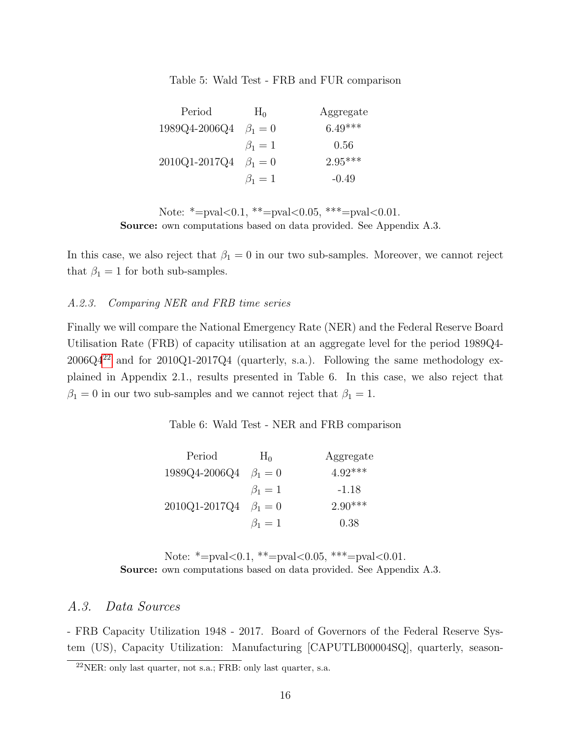Table 5: Wald Test - FRB and FUR comparison

| Period | $H_0$ | Aggregate |
|---|---|---|
| 1989Q4-2006Q4 | $\beta_1 = 0$ | 6.49*** |
| | $\beta_1 = 1$ | 0.56 |
| 2010Q1-2017Q4 | $\beta_1 = 0$ | 2.95*** |
| | $\beta_1 = 1$ | -0.49 |

Note: *=pval<0.1, **=pval<0.05, ***=pval<0.01.
**Source:** own computations based on data provided. See Appendix A.3.

In this case, we also reject that $\beta_1 = 0$ in our two sub-samples. Moreover, we cannot reject that $\beta_1 = 1$ for both sub-samples.

### *A.2.3. Comparing NER and FRB time series*

Finally we will compare the National Emergency Rate (NER) and the Federal Reserve Board Utilisation Rate (FRB) of capacity utilisation at an aggregate level for the period 1989Q4-2006Q4[22] and for 2010Q1-2017Q4 (quarterly, s.a.). Following the same methodology explained in Appendix 2.1., results presented in Table 6. In this case, we also reject that $\beta_1 = 0$ in our two sub-samples and we cannot reject that $\beta_1 = 1$.

Table 6: Wald Test - NER and FRB comparison

| Period | $H_0$ | Aggregate |
|---|---|---|
| 1989Q4-2006Q4 | $\beta_1 = 0$ | 4.92*** |
| | $\beta_1 = 1$ | -1.18 |
| 2010Q1-2017Q4 | $\beta_1 = 0$ | 2.90*** |
| | $\beta_1 = 1$ | 0.38 |

Note: *=pval<0.1, **=pval<0.05, ***=pval<0.01.
**Source:** own computations based on data provided. See Appendix A.3.

## *A.3. Data Sources*

- FRB Capacity Utilization 1948 - 2017. Board of Governors of the Federal Reserve System (US), Capacity Utilization: Manufacturing [CAPUTLB00004SQ], quarterly, season-

[22] NER: only last quarter, not s.a.; FRB: only last quarter, s.a.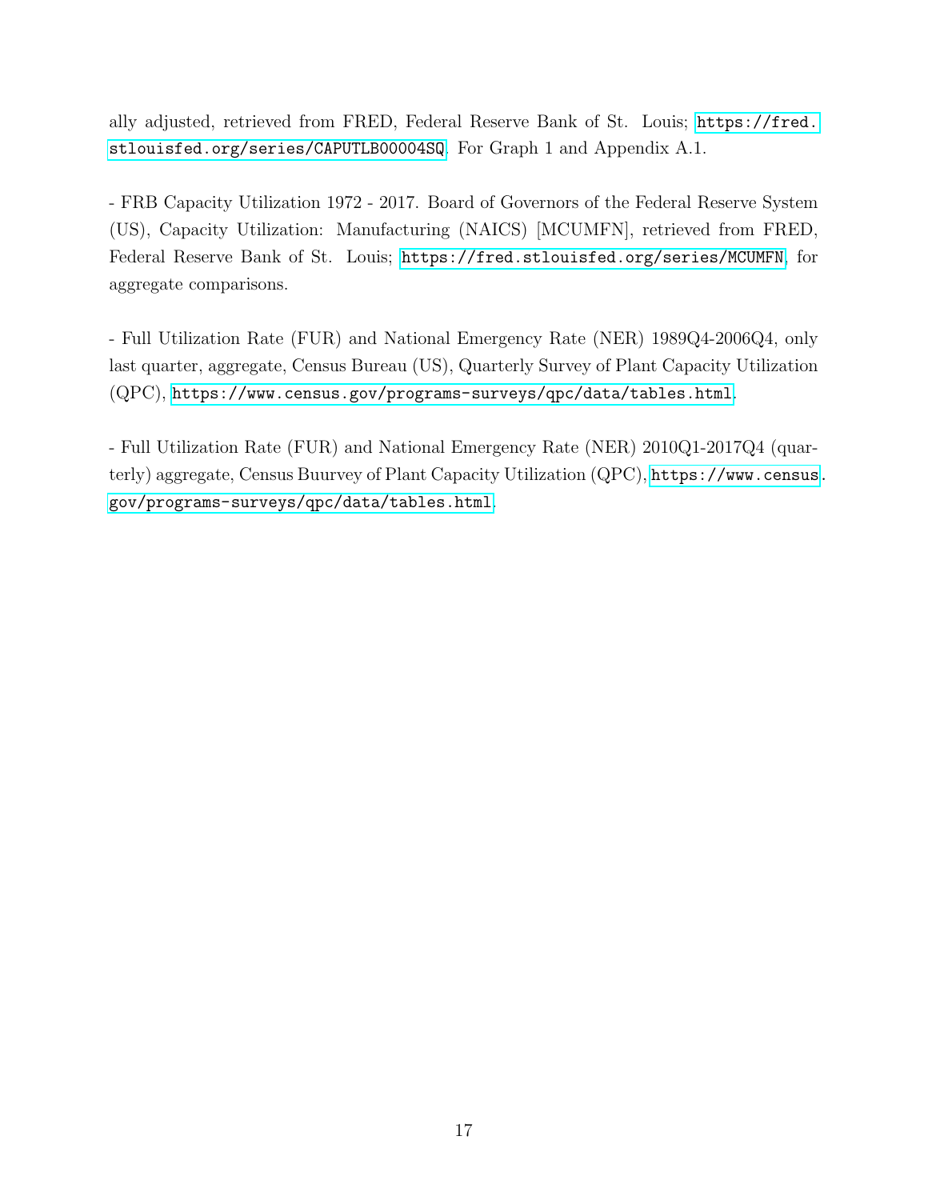ally adjusted, retrieved from FRED, Federal Reserve Bank of St. Louis; https://fred.stlouisfed.org/series/CAPUTLB00004SQ. For Graph 1 and Appendix A.1.

- FRB Capacity Utilization 1972 - 2017. Board of Governors of the Federal Reserve System (US), Capacity Utilization: Manufacturing (NAICS) [MCUMFN], retrieved from FRED, Federal Reserve Bank of St. Louis; https://fred.stlouisfed.org/series/MCUMFN, for aggregate comparisons.

- Full Utilization Rate (FUR) and National Emergency Rate (NER) 1989Q4-2006Q4, only last quarter, aggregate, Census Bureau (US), Quarterly Survey of Plant Capacity Utilization (QPC), https://www.census.gov/programs-surveys/qpc/data/tables.html.

- Full Utilization Rate (FUR) and National Emergency Rate (NER) 2010Q1-2017Q4 (quarterly) aggregate, Census Buurvey of Plant Capacity Utilization (QPC), https://www.census.gov/programs-surveys/qpc/data/tables.html.